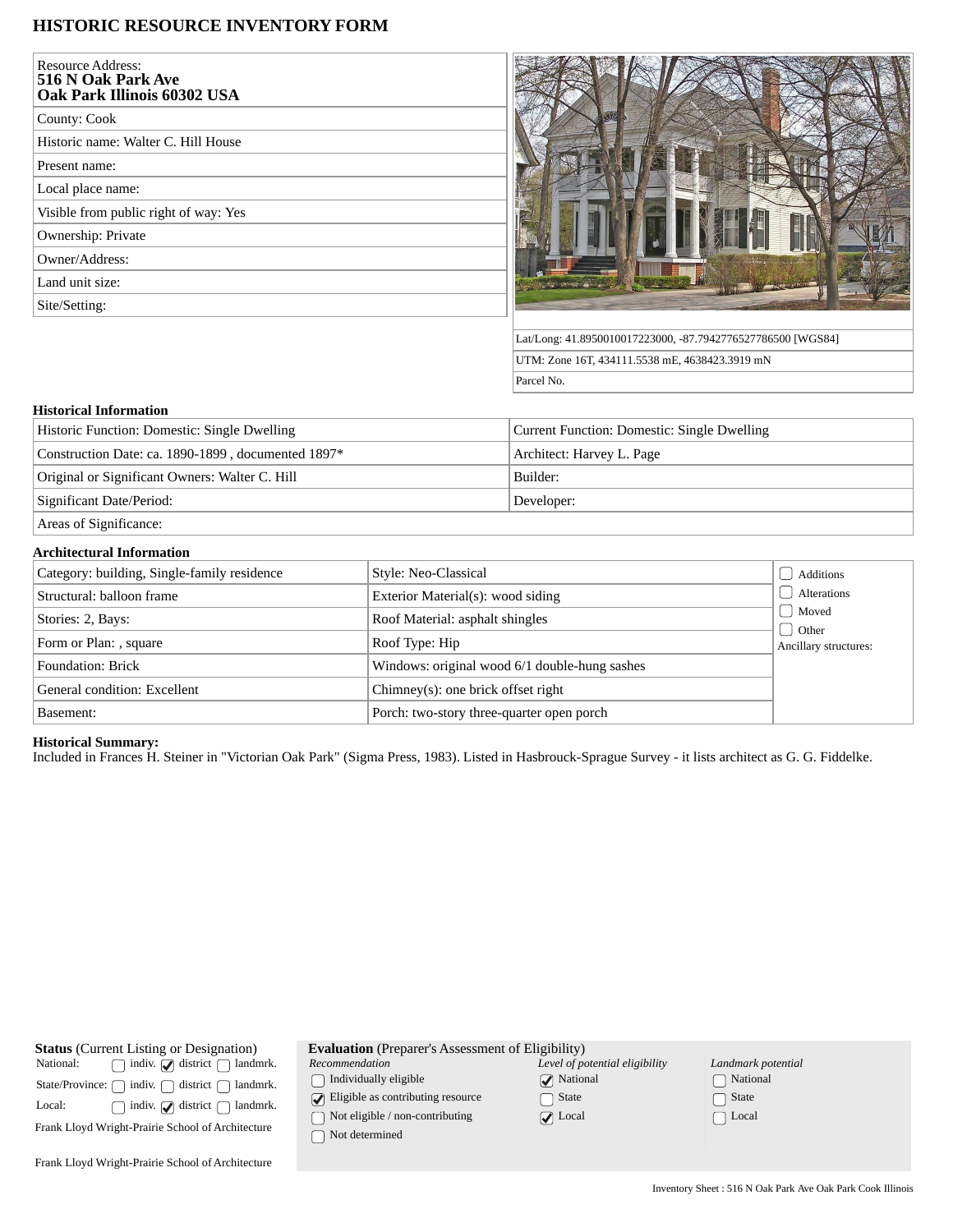# HISTORIC RESOURCE INVENTORY FORM

| | |
|---|---|
| Resource Address: **516 N Oak Park Ave Oak Park Illinois 60302 USA** | |
| County: Cook | |
| Historic name: Walter C. Hill House | |
| Present name: | |
| Local place name: | |
| Visible from public right of way: Yes | |
| Ownership: Private | |
| Owner/Address: | |
| Land unit size: | |
| Site/Setting: | |

Lat/Long: 41.8950010017223000, -87.7942776527786500 [WGS84]

UTM: Zone 16T, 434111.5538 mE, 4638423.3919 mN

Parcel No.

### Historical Information

| | |
|---|---|
| Historic Function: Domestic: Single Dwelling | Current Function: Domestic: Single Dwelling |
| Construction Date: ca. 1890-1899 , documented 1897* | Architect: Harvey L. Page |
| Original or Significant Owners: Walter C. Hill | Builder: |
| Significant Date/Period: | Developer: |
| Areas of Significance: | |

### Architectural Information

| | | |
|---|---|---|
| Category: building, Single-family residence | Style: Neo-Classical | ☐ Additions |
| Structural: balloon frame | Exterior Material(s): wood siding | ☐ Alterations |
| Stories: 2, Bays: | Roof Material: asphalt shingles | ☐ Moved |
| Form or Plan: , square | Roof Type: Hip | ☐ Other |
| Foundation: Brick | Windows: original wood 6/1 double-hung sashes | Ancillary structures: |
| General condition: Excellent | Chimney(s): one brick offset right | |
| Basement: | Porch: two-story three-quarter open porch | |

**Historical Summary:**
Included in Frances H. Steiner in "Victorian Oak Park" (Sigma Press, 1983). Listed in Hasbrouck-Sprague Survey - it lists architect as G. G. Fiddelke.

**Status** (Current Listing or Designation)

| | indiv. | district | landmrk. |
|---|---|---|---|
| National: | ☐ | ☑ | ☐ |
| State/Province: | ☐ | ☐ | ☐ |
| Local: | ☐ | ☑ | ☐ |

Frank Lloyd Wright-Prairie School of Architecture

Frank Lloyd Wright-Prairie School of Architecture

**Evaluation** (Preparer's Assessment of Eligibility)

| *Recommendation* | *Level of potential eligibility* | *Landmark potential* |
|---|---|---|
| ☐ Individually eligible | ☑ National | ☐ National |
| ☑ Eligible as contributing resource | ☐ State | ☐ State |
| ☐ Not eligible / non-contributing | ☑ Local | ☐ Local |
| ☐ Not determined | | |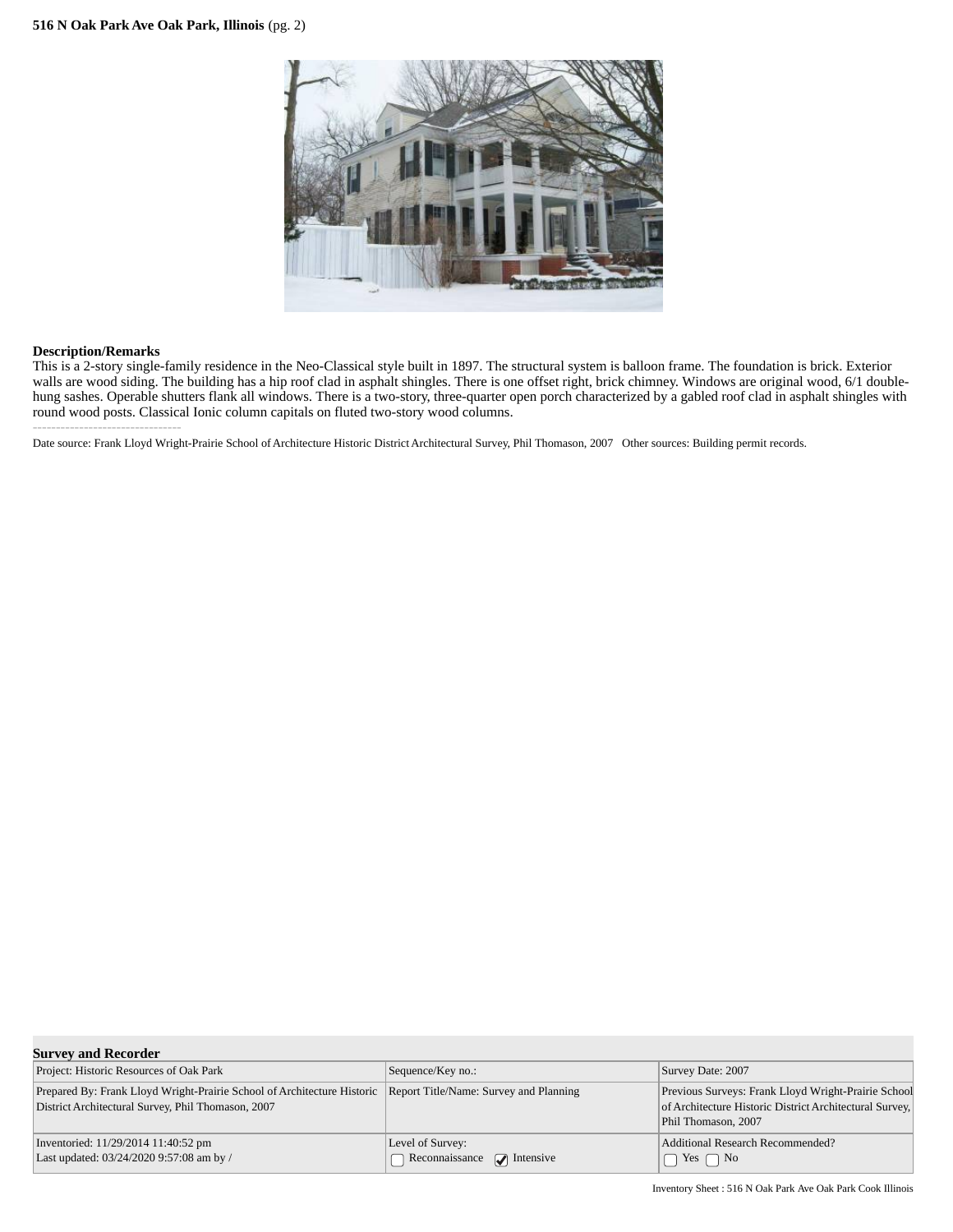**516 N Oak Park Ave Oak Park, Illinois** (pg. 2)

**Description/Remarks**

This is a 2-story single-family residence in the Neo-Classical style built in 1897. The structural system is balloon frame. The foundation is brick. Exterior walls are wood siding. The building has a hip roof clad in asphalt shingles. There is one offset right, brick chimney. Windows are original wood, 6/1 double-hung sashes. Operable shutters flank all windows. There is a two-story, three-quarter open porch characterized by a gabled roof clad in asphalt shingles with round wood posts. Classical Ionic column capitals on fluted two-story wood columns.

Date source: Frank Lloyd Wright-Prairie School of Architecture Historic District Architectural Survey, Phil Thomason, 2007   Other sources: Building permit records.

**Survey and Recorder**

| | | |
|---|---|---|
| Project: Historic Resources of Oak Park | Sequence/Key no.: | Survey Date: 2007 |
| Prepared By: Frank Lloyd Wright-Prairie School of Architecture Historic District Architectural Survey, Phil Thomason, 2007 | Report Title/Name: Survey and Planning | Previous Surveys: Frank Lloyd Wright-Prairie School of Architecture Historic District Architectural Survey, Phil Thomason, 2007 |
| Inventoried: 11/29/2014 11:40:52 pm<br>Last updated: 03/24/2020 9:57:08 am by / | Level of Survey:<br>☐ Reconnaissance ☑ Intensive | Additional Research Recommended?<br>☐ Yes ☐ No |

Inventory Sheet : 516 N Oak Park Ave Oak Park Cook Illinois